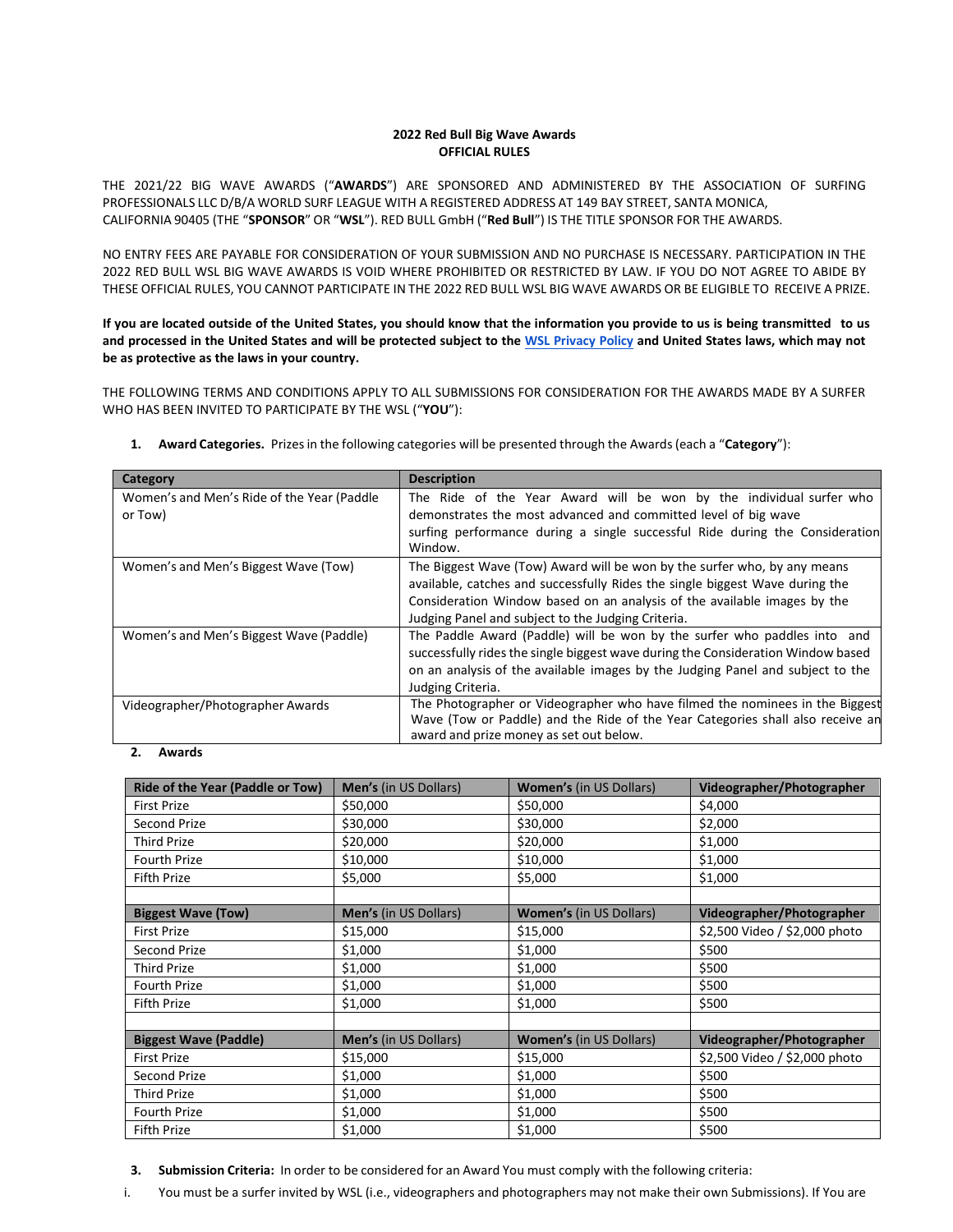**2022 Red Bull Big Wave Awards**
**OFFICIAL RULES**

THE 2021/22 BIG WAVE AWARDS ("**AWARDS**") ARE SPONSORED AND ADMINISTERED BY THE ASSOCIATION OF SURFING PROFESSIONALS LLC D/B/A WORLD SURF LEAGUE WITH A REGISTERED ADDRESS AT 149 BAY STREET, SANTA MONICA, CALIFORNIA 90405 (THE "**SPONSOR**" OR "**WSL**"). RED BULL GmbH ("**Red Bull**") IS THE TITLE SPONSOR FOR THE AWARDS.

NO ENTRY FEES ARE PAYABLE FOR CONSIDERATION OF YOUR SUBMISSION AND NO PURCHASE IS NECESSARY. PARTICIPATION IN THE 2022 RED BULL WSL BIG WAVE AWARDS IS VOID WHERE PROHIBITED OR RESTRICTED BY LAW. IF YOU DO NOT AGREE TO ABIDE BY THESE OFFICIAL RULES, YOU CANNOT PARTICIPATE IN THE 2022 RED BULL WSL BIG WAVE AWARDS OR BE ELIGIBLE TO RECEIVE A PRIZE.

**If you are located outside of the United States, you should know that the information you provide to us is being transmitted to us and processed in the United States and will be protected subject to the WSL Privacy Policy and United States laws, which may not be as protective as the laws in your country.**

THE FOLLOWING TERMS AND CONDITIONS APPLY TO ALL SUBMISSIONS FOR CONSIDERATION FOR THE AWARDS MADE BY A SURFER WHO HAS BEEN INVITED TO PARTICIPATE BY THE WSL ("**YOU**"):

1. **Award Categories.** Prizes in the following categories will be presented through the Awards (each a "**Category**"):

| Category | Description |
|---|---|
| Women's and Men's Ride of the Year (Paddle or Tow) | The Ride of the Year Award will be won by the individual surfer who demonstrates the most advanced and committed level of big wave surfing performance during a single successful Ride during the Consideration Window. |
| Women's and Men's Biggest Wave (Tow) | The Biggest Wave (Tow) Award will be won by the surfer who, by any means available, catches and successfully Rides the single biggest Wave during the Consideration Window based on an analysis of the available images by the Judging Panel and subject to the Judging Criteria. |
| Women's and Men's Biggest Wave (Paddle) | The Paddle Award (Paddle) will be won by the surfer who paddles into and successfully rides the single biggest wave during the Consideration Window based on an analysis of the available images by the Judging Panel and subject to the Judging Criteria. |
| Videographer/Photographer Awards | The Photographer or Videographer who have filmed the nominees in the Biggest Wave (Tow or Paddle) and the Ride of the Year Categories shall also receive an award and prize money as set out below. |

2. **Awards**

| **Ride of the Year (Paddle or Tow)** | **Men's** (in US Dollars) | **Women's** (in US Dollars) | **Videographer/Photographer** |
|---|---|---|---|
| First Prize | $50,000 | $50,000 | $4,000 |
| Second Prize | $30,000 | $30,000 | $2,000 |
| Third Prize | $20,000 | $20,000 | $1,000 |
| Fourth Prize | $10,000 | $10,000 | $1,000 |
| Fifth Prize | $5,000 | $5,000 | $1,000 |
| | | | |
| **Biggest Wave (Tow)** | **Men's** (in US Dollars) | **Women's** (in US Dollars) | **Videographer/Photographer** |
| First Prize | $15,000 | $15,000 | $2,500 Video / $2,000 photo |
| Second Prize | $1,000 | $1,000 | $500 |
| Third Prize | $1,000 | $1,000 | $500 |
| Fourth Prize | $1,000 | $1,000 | $500 |
| Fifth Prize | $1,000 | $1,000 | $500 |
| | | | |
| **Biggest Wave (Paddle)** | **Men's** (in US Dollars) | **Women's** (in US Dollars) | **Videographer/Photographer** |
| First Prize | $15,000 | $15,000 | $2,500 Video / $2,000 photo |
| Second Prize | $1,000 | $1,000 | $500 |
| Third Prize | $1,000 | $1,000 | $500 |
| Fourth Prize | $1,000 | $1,000 | $500 |
| Fifth Prize | $1,000 | $1,000 | $500 |

3. **Submission Criteria:** In order to be considered for an Award You must comply with the following criteria:

i. You must be a surfer invited by WSL (i.e., videographers and photographers may not make their own Submissions). If You are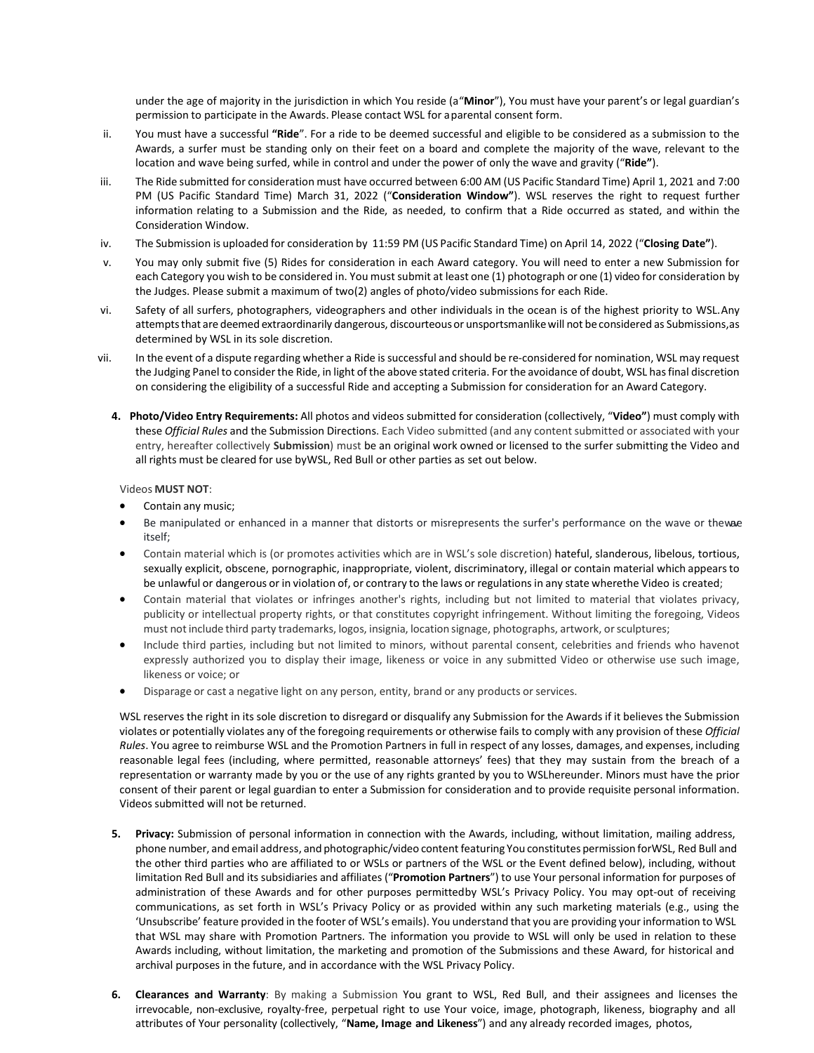under the age of majority in the jurisdiction in which You reside (a "**Minor**"), You must have your parent's or legal guardian's permission to participate in the Awards. Please contact WSL for a parental consent form.

ii. You must have a successful **"Ride**". For a ride to be deemed successful and eligible to be considered as a submission to the Awards, a surfer must be standing only on their feet on a board and complete the majority of the wave, relevant to the location and wave being surfed, while in control and under the power of only the wave and gravity ("**Ride"**).

iii. The Ride submitted for consideration must have occurred between 6:00 AM (US Pacific Standard Time) April 1, 2021 and 7:00 PM (US Pacific Standard Time) March 31, 2022 ("**Consideration Window"**). WSL reserves the right to request further information relating to a Submission and the Ride, as needed, to confirm that a Ride occurred as stated, and within the Consideration Window.

iv. The Submission is uploaded for consideration by 11:59 PM (US Pacific Standard Time) on April 14, 2022 ("**Closing Date"**).

v. You may only submit five (5) Rides for consideration in each Award category. You will need to enter a new Submission for each Category you wish to be considered in. You must submit at least one (1) photograph or one (1) video for consideration by the Judges. Please submit a maximum of two(2) angles of photo/video submissions for each Ride.

vi. Safety of all surfers, photographers, videographers and other individuals in the ocean is of the highest priority to WSL. Any attempts that are deemed extraordinarily dangerous, discourteous or unsportsmanlike will not be considered as Submissions, as determined by WSL in its sole discretion.

vii. In the event of a dispute regarding whether a Ride is successful and should be re-considered for nomination, WSL may request the Judging Panel to consider the Ride, in light of the above stated criteria. For the avoidance of doubt, WSL has final discretion on considering the eligibility of a successful Ride and accepting a Submission for consideration for an Award Category.

4. **Photo/Video Entry Requirements:** All photos and videos submitted for consideration (collectively, "**Video"**) must comply with these *Official Rules* and the Submission Directions. Each Video submitted (and any content submitted or associated with your entry, hereafter collectively **Submission**) must be an original work owned or licensed to the surfer submitting the Video and all rights must be cleared for use by WSL, Red Bull or other parties as set out below.

Videos **MUST NOT**:

- Contain any music;
- Be manipulated or enhanced in a manner that distorts or misrepresents the surfer's performance on the wave or the wave itself;
- Contain material which is (or promotes activities which are in WSL's sole discretion) hateful, slanderous, libelous, tortious, sexually explicit, obscene, pornographic, inappropriate, violent, discriminatory, illegal or contain material which appears to be unlawful or dangerous or in violation of, or contrary to the laws or regulations in any state where the Video is created;
- Contain material that violates or infringes another's rights, including but not limited to material that violates privacy, publicity or intellectual property rights, or that constitutes copyright infringement. Without limiting the foregoing, Videos must not include third party trademarks, logos, insignia, location signage, photographs, artwork, or sculptures;
- Include third parties, including but not limited to minors, without parental consent, celebrities and friends who have not expressly authorized you to display their image, likeness or voice in any submitted Video or otherwise use such image, likeness or voice; or
- Disparage or cast a negative light on any person, entity, brand or any products or services.

WSL reserves the right in its sole discretion to disregard or disqualify any Submission for the Awards if it believes the Submission violates or potentially violates any of the foregoing requirements or otherwise fails to comply with any provision of these *Official Rules*. You agree to reimburse WSL and the Promotion Partners in full in respect of any losses, damages, and expenses, including reasonable legal fees (including, where permitted, reasonable attorneys' fees) that they may sustain from the breach of a representation or warranty made by you or the use of any rights granted by you to WSL hereunder. Minors must have the prior consent of their parent or legal guardian to enter a Submission for consideration and to provide requisite personal information. Videos submitted will not be returned.

5. **Privacy:** Submission of personal information in connection with the Awards, including, without limitation, mailing address, phone number, and email address, and photographic/video content featuring You constitutes permission for WSL, Red Bull and the other third parties who are affiliated to or WSLs or partners of the WSL or the Event defined below), including, without limitation Red Bull and its subsidiaries and affiliates ("**Promotion Partners**") to use Your personal information for purposes of administration of these Awards and for other purposes permitted by WSL's Privacy Policy. You may opt-out of receiving communications, as set forth in WSL's Privacy Policy or as provided within any such marketing materials (e.g., using the 'Unsubscribe' feature provided in the footer of WSL's emails). You understand that you are providing your information to WSL that WSL may share with Promotion Partners. The information you provide to WSL will only be used in relation to these Awards including, without limitation, the marketing and promotion of the Submissions and these Award, for historical and archival purposes in the future, and in accordance with the WSL Privacy Policy.

6. **Clearances and Warranty**: By making a Submission You grant to WSL, Red Bull, and their assignees and licenses the irrevocable, non-exclusive, royalty-free, perpetual right to use Your voice, image, photograph, likeness, biography and all attributes of Your personality (collectively, "**Name, Image and Likeness**") and any already recorded images, photos,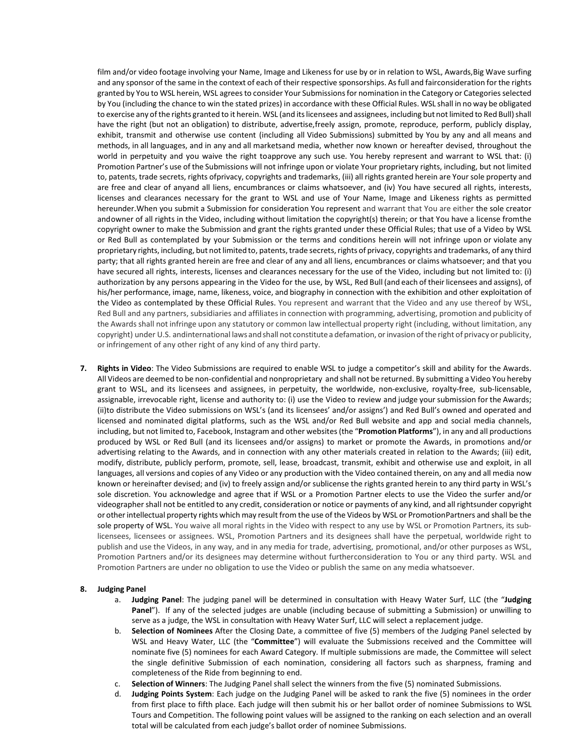film and/or video footage involving your Name, Image and Likeness for use by or in relation to WSL, Awards,Big Wave surfing and any sponsor of the same in the context of each of their respective sponsorships. As full and fairconsideration for the rights granted by You to WSL herein, WSL agrees to consider Your Submissions for nomination in the Category or Categories selected by You (including the chance to win the stated prizes) in accordance with these Official Rules. WSL shall in no way be obligated to exercise any of the rights granted to it herein. WSL (and its licensees and assignees, including but not limited to Red Bull) shall have the right (but not an obligation) to distribute, advertise,freely assign, promote, reproduce, perform, publicly display, exhibit, transmit and otherwise use content (including all Video Submissions) submitted by You by any and all means and methods, in all languages, and in any and all marketsand media, whether now known or hereafter devised, throughout the world in perpetuity and you waive the right toapprove any such use. You hereby represent and warrant to WSL that: (i) Promotion Partner's use of the Submissions will not infringe upon or violate Your proprietary rights, including, but not limited to, patents, trade secrets, rights ofprivacy, copyrights and trademarks, (iii) all rights granted herein are Your sole property and are free and clear of anyand all liens, encumbrances or claims whatsoever, and (iv) You have secured all rights, interests, licenses and clearances necessary for the grant to WSL and use of Your Name, Image and Likeness rights as permitted hereunder.When you submit a Submission for consideration You represent and warrant that You are either the sole creator andowner of all rights in the Video, including without limitation the copyright(s) therein; or that You have a license fromthe copyright owner to make the Submission and grant the rights granted under these Official Rules; that use of a Video by WSL or Red Bull as contemplated by your Submission or the terms and conditions herein will not infringe upon or violate any proprietary rights, including, but not limited to, patents, trade secrets, rights of privacy, copyrights and trademarks, of any third party; that all rights granted herein are free and clear of any and all liens, encumbrances or claims whatsoever; and that you have secured all rights, interests, licenses and clearances necessary for the use of the Video, including but not limited to: (i) authorization by any persons appearing in the Video for the use, by WSL, Red Bull (and each of their licensees and assigns), of his/her performance, image, name, likeness, voice, and biography in connection with the exhibition and other exploitation of the Video as contemplated by these Official Rules. You represent and warrant that the Video and any use thereof by WSL, Red Bull and any partners, subsidiaries and affiliates in connection with programming, advertising, promotion and publicity of the Awards shall not infringe upon any statutory or common law intellectual property right (including, without limitation, any copyright) under U.S. andinternational laws andshall not constitute a defamation, or invasion of the right of privacy or publicity, or infringement of any other right of any kind of any third party.

7. **Rights in Video**: The Video Submissions are required to enable WSL to judge a competitor's skill and ability for the Awards. All Videos are deemed to be non-confidential and nonproprietary and shall not be returned. By submitting a Video You hereby grant to WSL, and its licensees and assignees, in perpetuity, the worldwide, non-exclusive, royalty-free, sub-licensable, assignable, irrevocable right, license and authority to: (i) use the Video to review and judge your submission for the Awards; (ii)to distribute the Video submissions on WSL's (and its licensees' and/or assigns') and Red Bull's owned and operated and licensed and nominated digital platforms, such as the WSL and/or Red Bull website and app and social media channels, including, but not limited to, Facebook, Instagram and other websites (the "**Promotion Platforms**"), in any and all productions produced by WSL or Red Bull (and its licensees and/or assigns) to market or promote the Awards, in promotions and/or advertising relating to the Awards, and in connection with any other materials created in relation to the Awards; (iii) edit, modify, distribute, publicly perform, promote, sell, lease, broadcast, transmit, exhibit and otherwise use and exploit, in all languages, all versions and copies of any Video or any production with the Video contained therein, on any and all media now known or hereinafter devised; and (iv) to freely assign and/or sublicense the rights granted herein to any third party in WSL's sole discretion. You acknowledge and agree that if WSL or a Promotion Partner elects to use the Video the surfer and/or videographer shall not be entitled to any credit, consideration or notice or payments of any kind, and all rightsunder copyright or other intellectual property rights which may result from the use of the Videos by WSL or PromotionPartners and shall be the sole property of WSL. You waive all moral rights in the Video with respect to any use by WSL or Promotion Partners, its sub-licensees, licensees or assignees. WSL, Promotion Partners and its designees shall have the perpetual, worldwide right to publish and use the Videos, in any way, and in any media for trade, advertising, promotional, and/or other purposes as WSL, Promotion Partners and/or its designees may determine without furtherconsideration to You or any third party. WSL and Promotion Partners are under no obligation to use the Video or publish the same on any media whatsoever.

8. **Judging Panel**
   a. **Judging Panel**: The judging panel will be determined in consultation with Heavy Water Surf, LLC (the "**Judging Panel**"). If any of the selected judges are unable (including because of submitting a Submission) or unwilling to serve as a judge, the WSL in consultation with Heavy Water Surf, LLC will select a replacement judge.
   b. **Selection of Nominees** After the Closing Date, a committee of five (5) members of the Judging Panel selected by WSL and Heavy Water, LLC (the "**Committee**") will evaluate the Submissions received and the Committee will nominate five (5) nominees for each Award Category. If multiple submissions are made, the Committee will select the single definitive Submission of each nomination, considering all factors such as sharpness, framing and completeness of the Ride from beginning to end.
   c. **Selection of Winners**: The Judging Panel shall select the winners from the five (5) nominated Submissions.
   d. **Judging Points System**: Each judge on the Judging Panel will be asked to rank the five (5) nominees in the order from first place to fifth place. Each judge will then submit his or her ballot order of nominee Submissions to WSL Tours and Competition. The following point values will be assigned to the ranking on each selection and an overall total will be calculated from each judge's ballot order of nominee Submissions.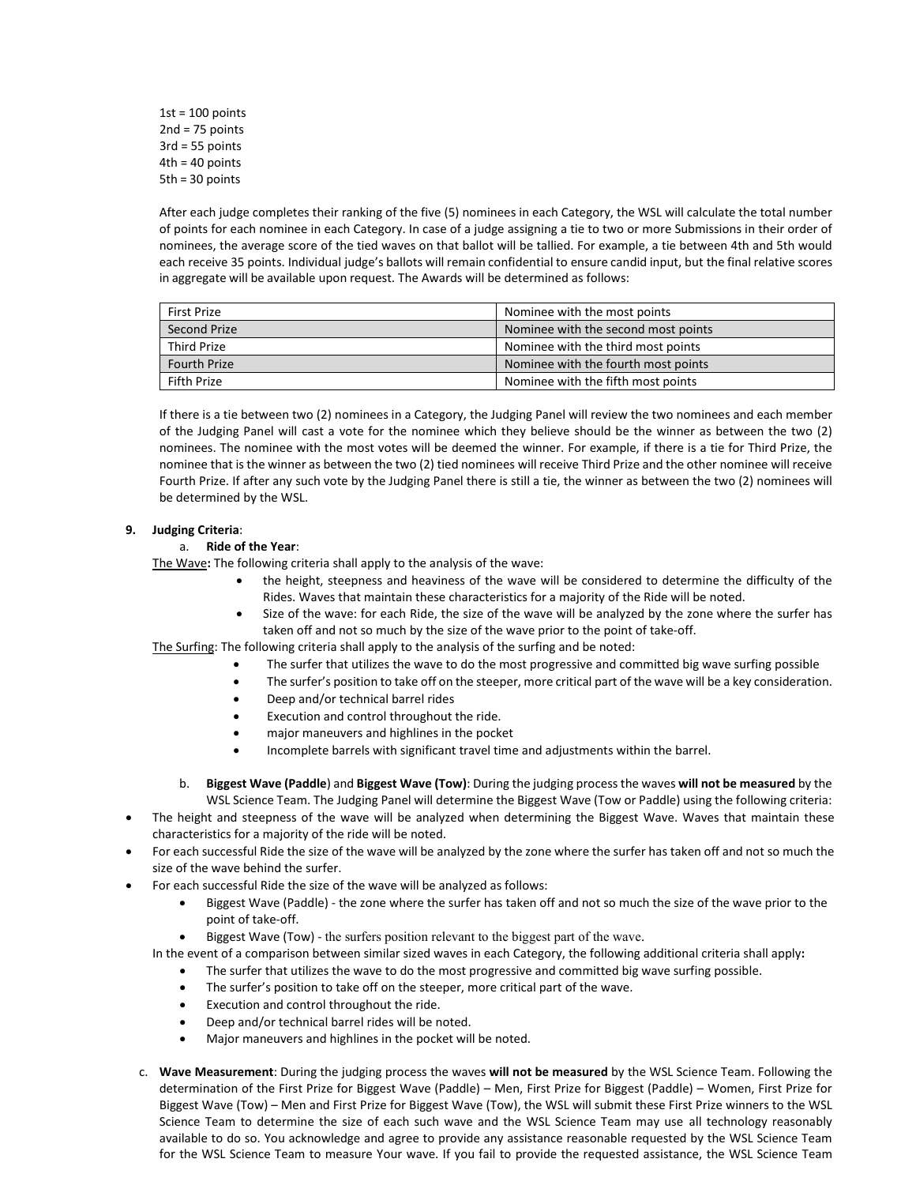1st = 100 points
2nd = 75 points
3rd = 55 points
4th = 40 points
5th = 30 points

After each judge completes their ranking of the five (5) nominees in each Category, the WSL will calculate the total number of points for each nominee in each Category. In case of a judge assigning a tie to two or more Submissions in their order of nominees, the average score of the tied waves on that ballot will be tallied. For example, a tie between 4th and 5th would each receive 35 points. Individual judge's ballots will remain confidential to ensure candid input, but the final relative scores in aggregate will be available upon request. The Awards will be determined as follows:

| | |
|---|---|
| First Prize | Nominee with the most points |
| Second Prize | Nominee with the second most points |
| Third Prize | Nominee with the third most points |
| Fourth Prize | Nominee with the fourth most points |
| Fifth Prize | Nominee with the fifth most points |

If there is a tie between two (2) nominees in a Category, the Judging Panel will review the two nominees and each member of the Judging Panel will cast a vote for the nominee which they believe should be the winner as between the two (2) nominees. The nominee with the most votes will be deemed the winner. For example, if there is a tie for Third Prize, the nominee that is the winner as between the two (2) tied nominees will receive Third Prize and the other nominee will receive Fourth Prize. If after any such vote by the Judging Panel there is still a tie, the winner as between the two (2) nominees will be determined by the WSL.

**9. Judging Criteria**:

a. **Ride of the Year**:

The Wave**:** The following criteria shall apply to the analysis of the wave:

- the height, steepness and heaviness of the wave will be considered to determine the difficulty of the Rides. Waves that maintain these characteristics for a majority of the Ride will be noted.
- Size of the wave: for each Ride, the size of the wave will be analyzed by the zone where the surfer has taken off and not so much by the size of the wave prior to the point of take-off.

The Surfing: The following criteria shall apply to the analysis of the surfing and be noted:

- The surfer that utilizes the wave to do the most progressive and committed big wave surfing possible
- The surfer's position to take off on the steeper, more critical part of the wave will be a key consideration.
- Deep and/or technical barrel rides
- Execution and control throughout the ride.
- major maneuvers and highlines in the pocket
- Incomplete barrels with significant travel time and adjustments within the barrel.

b. **Biggest Wave (Paddle**) and **Biggest Wave (Tow)**: During the judging process the waves **will not be measured** by the WSL Science Team. The Judging Panel will determine the Biggest Wave (Tow or Paddle) using the following criteria:

- The height and steepness of the wave will be analyzed when determining the Biggest Wave. Waves that maintain these characteristics for a majority of the ride will be noted.
- For each successful Ride the size of the wave will be analyzed by the zone where the surfer has taken off and not so much the size of the wave behind the surfer.
- For each successful Ride the size of the wave will be analyzed as follows:
  - Biggest Wave (Paddle) - the zone where the surfer has taken off and not so much the size of the wave prior to the point of take-off.
  - Biggest Wave (Tow) - the surfers position relevant to the biggest part of the wave.

In the event of a comparison between similar sized waves in each Category, the following additional criteria shall apply**:**

- The surfer that utilizes the wave to do the most progressive and committed big wave surfing possible.
- The surfer's position to take off on the steeper, more critical part of the wave.
- Execution and control throughout the ride.
- Deep and/or technical barrel rides will be noted.
- Major maneuvers and highlines in the pocket will be noted.

c. **Wave Measurement**: During the judging process the waves **will not be measured** by the WSL Science Team. Following the determination of the First Prize for Biggest Wave (Paddle) – Men, First Prize for Biggest (Paddle) – Women, First Prize for Biggest Wave (Tow) – Men and First Prize for Biggest Wave (Tow), the WSL will submit these First Prize winners to the WSL Science Team to determine the size of each such wave and the WSL Science Team may use all technology reasonably available to do so. You acknowledge and agree to provide any assistance reasonable requested by the WSL Science Team for the WSL Science Team to measure Your wave. If you fail to provide the requested assistance, the WSL Science Team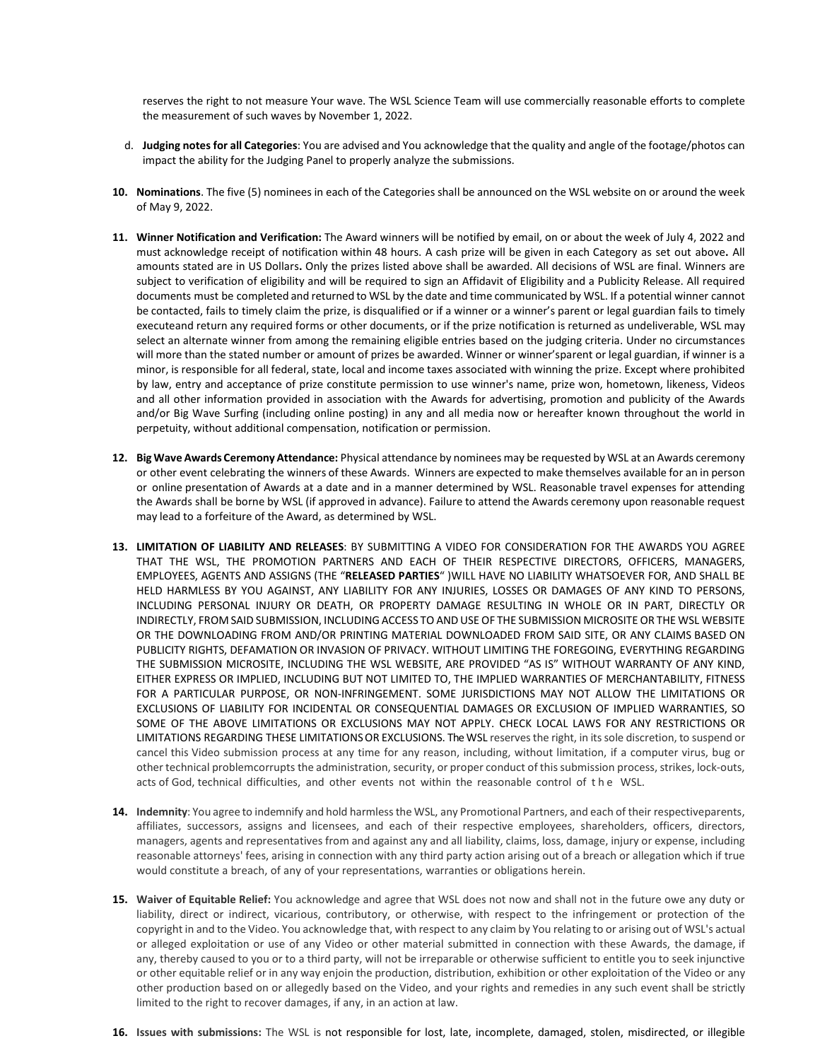reserves the right to not measure Your wave. The WSL Science Team will use commercially reasonable efforts to complete the measurement of such waves by November 1, 2022.

d. **Judging notes for all Categories**: You are advised and You acknowledge that the quality and angle of the footage/photos can impact the ability for the Judging Panel to properly analyze the submissions.

10. **Nominations**. The five (5) nominees in each of the Categories shall be announced on the WSL website on or around the week of May 9, 2022.

11. **Winner Notification and Verification:** The Award winners will be notified by email, on or about the week of July 4, 2022 and must acknowledge receipt of notification within 48 hours. A cash prize will be given in each Category as set out above**.** All amounts stated are in US Dollars**.** Only the prizes listed above shall be awarded. All decisions of WSL are final. Winners are subject to verification of eligibility and will be required to sign an Affidavit of Eligibility and a Publicity Release. All required documents must be completed and returned to WSL by the date and time communicated by WSL. If a potential winner cannot be contacted, fails to timely claim the prize, is disqualified or if a winner or a winner's parent or legal guardian fails to timely executeand return any required forms or other documents, or if the prize notification is returned as undeliverable, WSL may select an alternate winner from among the remaining eligible entries based on the judging criteria. Under no circumstances will more than the stated number or amount of prizes be awarded. Winner or winner'sparent or legal guardian, if winner is a minor, is responsible for all federal, state, local and income taxes associated with winning the prize. Except where prohibited by law, entry and acceptance of prize constitute permission to use winner's name, prize won, hometown, likeness, Videos and all other information provided in association with the Awards for advertising, promotion and publicity of the Awards and/or Big Wave Surfing (including online posting) in any and all media now or hereafter known throughout the world in perpetuity, without additional compensation, notification or permission.

12. **Big Wave Awards Ceremony Attendance:** Physical attendance by nominees may be requested by WSL at an Awards ceremony or other event celebrating the winners of these Awards. Winners are expected to make themselves available for an in person or online presentation of Awards at a date and in a manner determined by WSL. Reasonable travel expenses for attending the Awards shall be borne by WSL (if approved in advance). Failure to attend the Awards ceremony upon reasonable request may lead to a forfeiture of the Award, as determined by WSL.

13. **LIMITATION OF LIABILITY AND RELEASES**: BY SUBMITTING A VIDEO FOR CONSIDERATION FOR THE AWARDS YOU AGREE THAT THE WSL, THE PROMOTION PARTNERS AND EACH OF THEIR RESPECTIVE DIRECTORS, OFFICERS, MANAGERS, EMPLOYEES, AGENTS AND ASSIGNS (THE "**RELEASED PARTIES**" )WILL HAVE NO LIABILITY WHATSOEVER FOR, AND SHALL BE HELD HARMLESS BY YOU AGAINST, ANY LIABILITY FOR ANY INJURIES, LOSSES OR DAMAGES OF ANY KIND TO PERSONS, INCLUDING PERSONAL INJURY OR DEATH, OR PROPERTY DAMAGE RESULTING IN WHOLE OR IN PART, DIRECTLY OR INDIRECTLY, FROM SAID SUBMISSION, INCLUDING ACCESS TO AND USE OF THE SUBMISSION MICROSITE OR THE WSL WEBSITE OR THE DOWNLOADING FROM AND/OR PRINTING MATERIAL DOWNLOADED FROM SAID SITE, OR ANY CLAIMS BASED ON PUBLICITY RIGHTS, DEFAMATION OR INVASION OF PRIVACY. WITHOUT LIMITING THE FOREGOING, EVERYTHING REGARDING THE SUBMISSION MICROSITE, INCLUDING THE WSL WEBSITE, ARE PROVIDED "AS IS" WITHOUT WARRANTY OF ANY KIND, EITHER EXPRESS OR IMPLIED, INCLUDING BUT NOT LIMITED TO, THE IMPLIED WARRANTIES OF MERCHANTABILITY, FITNESS FOR A PARTICULAR PURPOSE, OR NON-INFRINGEMENT. SOME JURISDICTIONS MAY NOT ALLOW THE LIMITATIONS OR EXCLUSIONS OF LIABILITY FOR INCIDENTAL OR CONSEQUENTIAL DAMAGES OR EXCLUSION OF IMPLIED WARRANTIES, SO SOME OF THE ABOVE LIMITATIONS OR EXCLUSIONS MAY NOT APPLY. CHECK LOCAL LAWS FOR ANY RESTRICTIONS OR LIMITATIONS REGARDING THESE LIMITATIONS OR EXCLUSIONS. The WSL reserves the right, in its sole discretion, to suspend or cancel this Video submission process at any time for any reason, including, without limitation, if a computer virus, bug or other technical problemcorrupts the administration, security, or proper conduct of this submission process, strikes, lock-outs, acts of God, technical difficulties, and other events not within the reasonable control of the WSL.

14. **Indemnity**: You agree to indemnify and hold harmless the WSL, any Promotional Partners, and each of their respectiveparents, affiliates, successors, assigns and licensees, and each of their respective employees, shareholders, officers, directors, managers, agents and representatives from and against any and all liability, claims, loss, damage, injury or expense, including reasonable attorneys' fees, arising in connection with any third party action arising out of a breach or allegation which if true would constitute a breach, of any of your representations, warranties or obligations herein.

15. **Waiver of Equitable Relief:** You acknowledge and agree that WSL does not now and shall not in the future owe any duty or liability, direct or indirect, vicarious, contributory, or otherwise, with respect to the infringement or protection of the copyright in and to the Video. You acknowledge that, with respect to any claim by You relating to or arising out of WSL's actual or alleged exploitation or use of any Video or other material submitted in connection with these Awards, the damage, if any, thereby caused to you or to a third party, will not be irreparable or otherwise sufficient to entitle you to seek injunctive or other equitable relief or in any way enjoin the production, distribution, exhibition or other exploitation of the Video or any other production based on or allegedly based on the Video, and your rights and remedies in any such event shall be strictly limited to the right to recover damages, if any, in an action at law.

16. **Issues with submissions:** The WSL is not responsible for lost, late, incomplete, damaged, stolen, misdirected, or illegible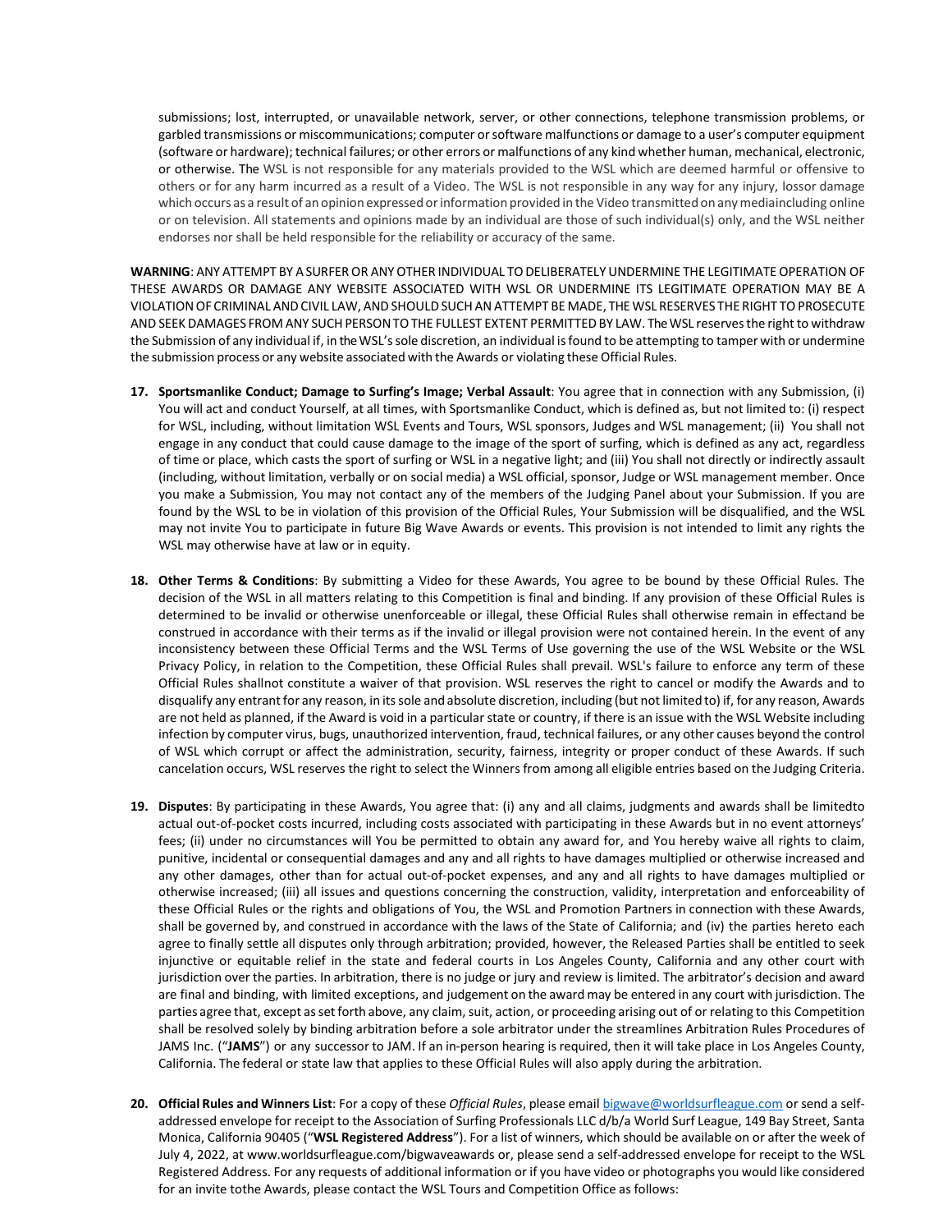submissions; lost, interrupted, or unavailable network, server, or other connections, telephone transmission problems, or garbled transmissions or miscommunications; computer or software malfunctions or damage to a user's computer equipment (software or hardware); technical failures; or other errors or malfunctions of any kind whether human, mechanical, electronic, or otherwise. The WSL is not responsible for any materials provided to the WSL which are deemed harmful or offensive to others or for any harm incurred as a result of a Video. The WSL is not responsible in any way for any injury, lossor damage which occurs as a result of an opinion expressed or information provided in the Video transmitted on any mediaincluding online or on television. All statements and opinions made by an individual are those of such individual(s) only, and the WSL neither endorses nor shall be held responsible for the reliability or accuracy of the same.

**WARNING**: ANY ATTEMPT BY A SURFER OR ANY OTHER INDIVIDUAL TO DELIBERATELY UNDERMINE THE LEGITIMATE OPERATION OF THESE AWARDS OR DAMAGE ANY WEBSITE ASSOCIATED WITH WSL OR UNDERMINE ITS LEGITIMATE OPERATION MAY BE A VIOLATION OF CRIMINAL AND CIVIL LAW, AND SHOULD SUCH AN ATTEMPT BE MADE, THE WSL RESERVES THE RIGHT TO PROSECUTE AND SEEK DAMAGES FROM ANY SUCH PERSON TO THE FULLEST EXTENT PERMITTED BY LAW. The WSL reserves the right to withdraw the Submission of any individual if, in the WSL's sole discretion, an individual is found to be attempting to tamper with or undermine the submission process or any website associated with the Awards or violating these Official Rules.

17. **Sportsmanlike Conduct; Damage to Surfing's Image; Verbal Assault**: You agree that in connection with any Submission, (i) You will act and conduct Yourself, at all times, with Sportsmanlike Conduct, which is defined as, but not limited to: (i) respect for WSL, including, without limitation WSL Events and Tours, WSL sponsors, Judges and WSL management; (ii) You shall not engage in any conduct that could cause damage to the image of the sport of surfing, which is defined as any act, regardless of time or place, which casts the sport of surfing or WSL in a negative light; and (iii) You shall not directly or indirectly assault (including, without limitation, verbally or on social media) a WSL official, sponsor, Judge or WSL management member. Once you make a Submission, You may not contact any of the members of the Judging Panel about your Submission. If you are found by the WSL to be in violation of this provision of the Official Rules, Your Submission will be disqualified, and the WSL may not invite You to participate in future Big Wave Awards or events. This provision is not intended to limit any rights the WSL may otherwise have at law or in equity.

18. **Other Terms & Conditions**: By submitting a Video for these Awards, You agree to be bound by these Official Rules. The decision of the WSL in all matters relating to this Competition is final and binding. If any provision of these Official Rules is determined to be invalid or otherwise unenforceable or illegal, these Official Rules shall otherwise remain in effectand be construed in accordance with their terms as if the invalid or illegal provision were not contained herein. In the event of any inconsistency between these Official Terms and the WSL Terms of Use governing the use of the WSL Website or the WSL Privacy Policy, in relation to the Competition, these Official Rules shall prevail. WSL's failure to enforce any term of these Official Rules shallnot constitute a waiver of that provision. WSL reserves the right to cancel or modify the Awards and to disqualify any entrant for any reason, in its sole and absolute discretion, including (but not limited to) if, for any reason, Awards are not held as planned, if the Award is void in a particular state or country, if there is an issue with the WSL Website including infection by computer virus, bugs, unauthorized intervention, fraud, technical failures, or any other causes beyond the control of WSL which corrupt or affect the administration, security, fairness, integrity or proper conduct of these Awards. If such cancelation occurs, WSL reserves the right to select the Winners from among all eligible entries based on the Judging Criteria.

19. **Disputes**: By participating in these Awards, You agree that: (i) any and all claims, judgments and awards shall be limitedto actual out-of-pocket costs incurred, including costs associated with participating in these Awards but in no event attorneys' fees; (ii) under no circumstances will You be permitted to obtain any award for, and You hereby waive all rights to claim, punitive, incidental or consequential damages and any and all rights to have damages multiplied or otherwise increased and any other damages, other than for actual out-of-pocket expenses, and any and all rights to have damages multiplied or otherwise increased; (iii) all issues and questions concerning the construction, validity, interpretation and enforceability of these Official Rules or the rights and obligations of You, the WSL and Promotion Partners in connection with these Awards, shall be governed by, and construed in accordance with the laws of the State of California; and (iv) the parties hereto each agree to finally settle all disputes only through arbitration; provided, however, the Released Parties shall be entitled to seek injunctive or equitable relief in the state and federal courts in Los Angeles County, California and any other court with jurisdiction over the parties. In arbitration, there is no judge or jury and review is limited. The arbitrator's decision and award are final and binding, with limited exceptions, and judgement on the award may be entered in any court with jurisdiction. The parties agree that, except as set forth above, any claim, suit, action, or proceeding arising out of or relating to this Competition shall be resolved solely by binding arbitration before a sole arbitrator under the streamlines Arbitration Rules Procedures of JAMS Inc. ("**JAMS**") or any successor to JAM. If an in-person hearing is required, then it will take place in Los Angeles County, California. The federal or state law that applies to these Official Rules will also apply during the arbitration.

20. **Official Rules and Winners List**: For a copy of these *Official Rules*, please email bigwave@worldsurfleague.com or send a self-addressed envelope for receipt to the Association of Surfing Professionals LLC d/b/a World Surf League, 149 Bay Street, Santa Monica, California 90405 ("**WSL Registered Address**"). For a list of winners, which should be available on or after the week of July 4, 2022, at www.worldsurfleague.com/bigwaveawards or, please send a self-addressed envelope for receipt to the WSL Registered Address. For any requests of additional information or if you have video or photographs you would like considered for an invite tothe Awards, please contact the WSL Tours and Competition Office as follows: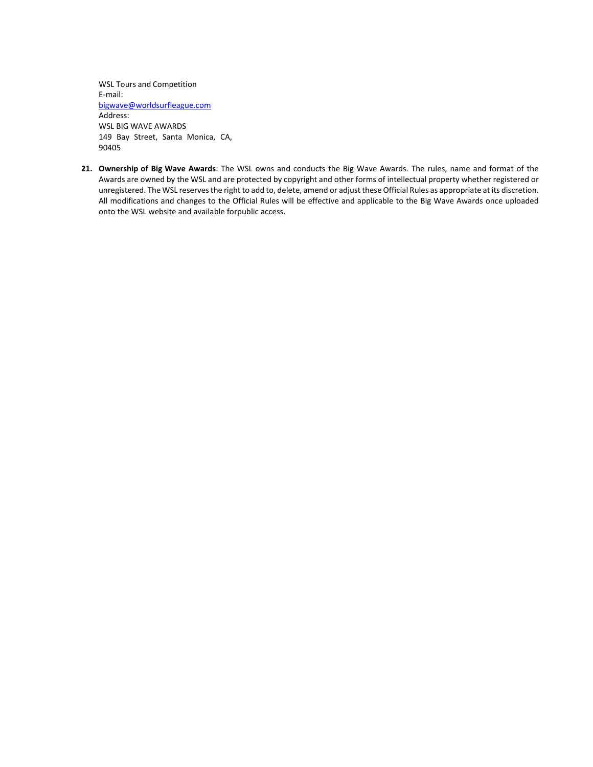WSL Tours and Competition
E-mail:
bigwave@worldsurfleague.com
Address:
WSL BIG WAVE AWARDS
149 Bay Street, Santa Monica, CA, 90405

21. **Ownership of Big Wave Awards**: The WSL owns and conducts the Big Wave Awards. The rules, name and format of the Awards are owned by the WSL and are protected by copyright and other forms of intellectual property whether registered or unregistered. The WSL reserves the right to add to, delete, amend or adjust these Official Rules as appropriate at its discretion. All modifications and changes to the Official Rules will be effective and applicable to the Big Wave Awards once uploaded onto the WSL website and available forpublic access.